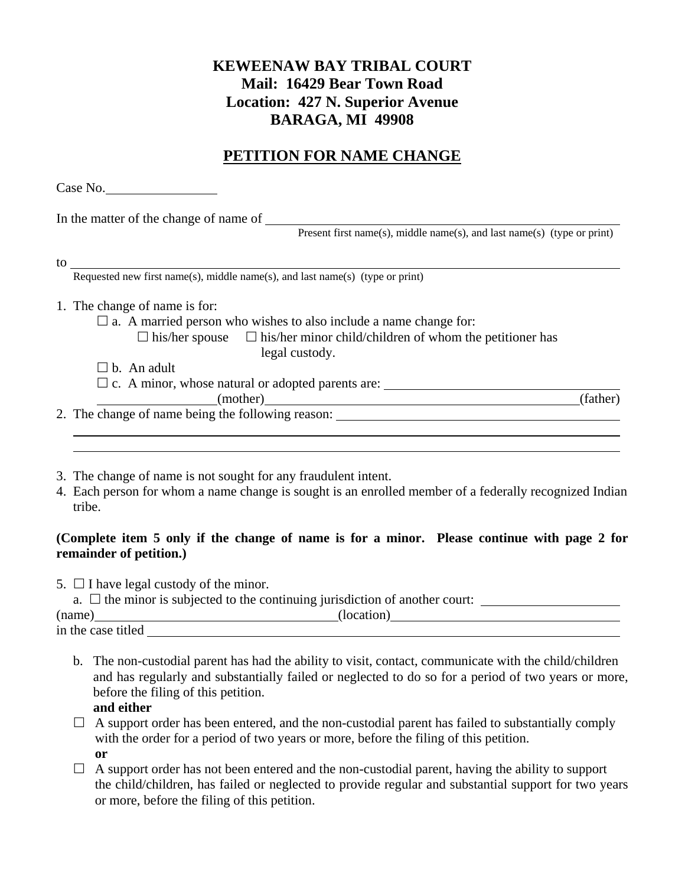**KEWEENAW BAY TRIBAL COURT**
**Mail: 16429 Bear Town Road**
**Location: 427 N. Superior Avenue**
**BARAGA, MI 49908**

## PETITION FOR NAME CHANGE

Case No.________________

In the matter of the change of name of ______________________________________________
Present first name(s), middle name(s), and last name(s) (type or print)

to ___________________________________________________________________________
Requested new first name(s), middle name(s), and last name(s) (type or print)

1. The change of name is for:
   - ☐ a. A married person who wishes to also include a name change for:
     - ☐ his/her spouse ☐ his/her minor child/children of whom the petitioner has legal custody.
   - ☐ b. An adult
   - ☐ c. A minor, whose natural or adopted parents are: ________________________________
     ________________(mother)______________________________________________(father)
2. The change of name being the following reason: ___________________________________
   _________________________________________________________________________
   _________________________________________________________________________
3. The change of name is not sought for any fraudulent intent.
4. Each person for whom a name change is sought is an enrolled member of a federally recognized Indian tribe.

**(Complete item 5 only if the change of name is for a minor. Please continue with page 2 for remainder of petition.)**

5. ☐ I have legal custody of the minor.
   a. ☐ the minor is subjected to the continuing jurisdiction of another court: ____________________
   (name)____________________________________(location)__________________________________
   in the case titled ____________________________________________________________________

   b. The non-custodial parent has had the ability to visit, contact, communicate with the child/children and has regularly and substantially failed or neglected to do so for a period of two years or more, before the filing of this petition.
   **and either**

   ☐ A support order has been entered, and the non-custodial parent has failed to substantially comply with the order for a period of two years or more, before the filing of this petition.
   **or**

   ☐ A support order has not been entered and the non-custodial parent, having the ability to support the child/children, has failed or neglected to provide regular and substantial support for two years or more, before the filing of this petition.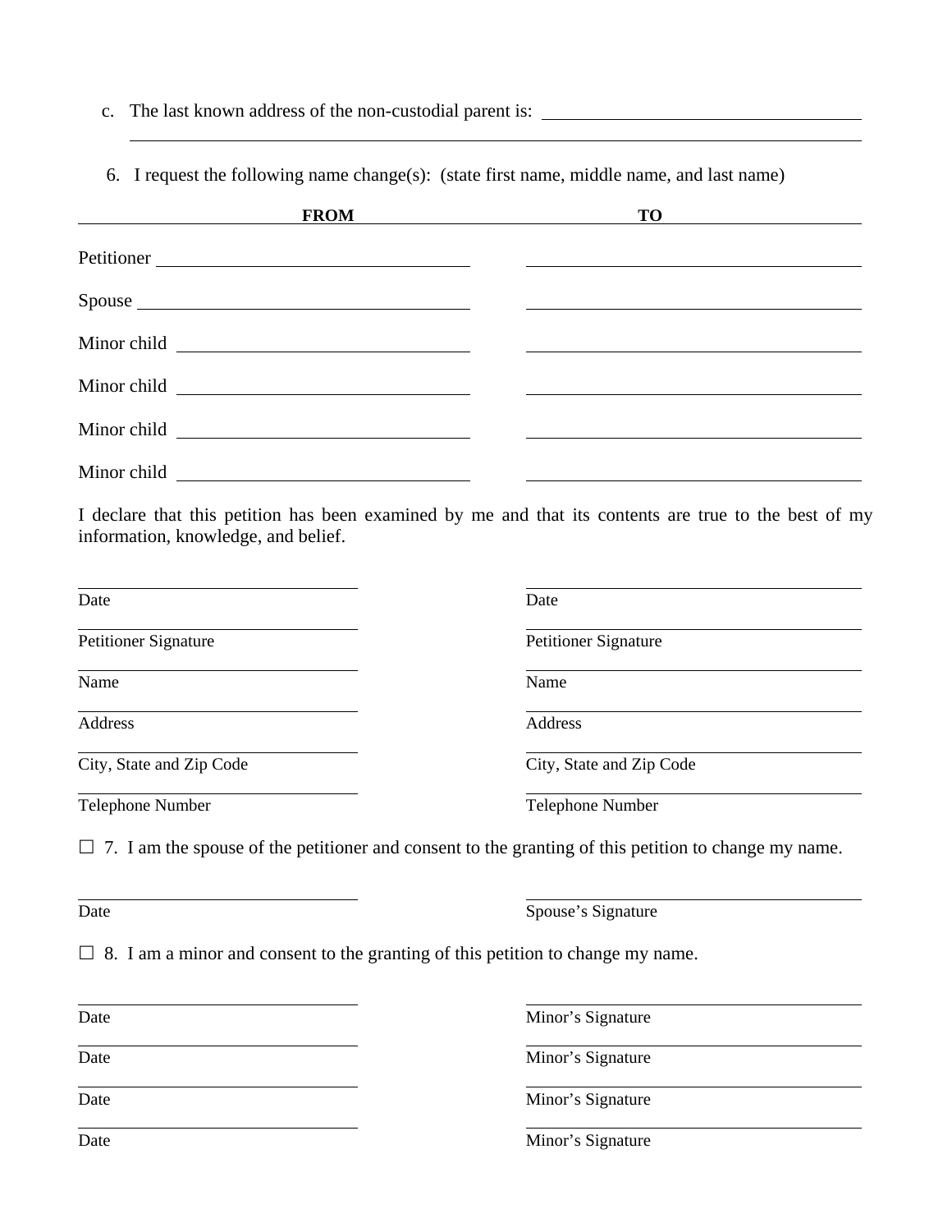c. The last known address of the non-custodial parent is: ______________________________

______________________________________________________________________

6. I request the following name change(s): (state first name, middle name, and last name)

| | FROM | TO |
|---|---|---|
| Petitioner | ______________________ | ______________________ |
| Spouse | ______________________ | ______________________ |
| Minor child | ______________________ | ______________________ |
| Minor child | ______________________ | ______________________ |
| Minor child | ______________________ | ______________________ |
| Minor child | ______________________ | ______________________ |

I declare that this petition has been examined by me and that its contents are true to the best of my information, knowledge, and belief.

| | |
|---|---|
| ______________________ | ______________________ |
| Date | Date |
| ______________________ | ______________________ |
| Petitioner Signature | Petitioner Signature |
| ______________________ | ______________________ |
| Name | Name |
| ______________________ | ______________________ |
| Address | Address |
| ______________________ | ______________________ |
| City, State and Zip Code | City, State and Zip Code |
| ______________________ | ______________________ |
| Telephone Number | Telephone Number |

☐ 7. I am the spouse of the petitioner and consent to the granting of this petition to change my name.

| | |
|---|---|
| ______________________ | ______________________ |
| Date | Spouse's Signature |

☐ 8. I am a minor and consent to the granting of this petition to change my name.

| | |
|---|---|
| ______________________ | ______________________ |
| Date | Minor's Signature |
| ______________________ | ______________________ |
| Date | Minor's Signature |
| ______________________ | ______________________ |
| Date | Minor's Signature |
| ______________________ | ______________________ |
| Date | Minor's Signature |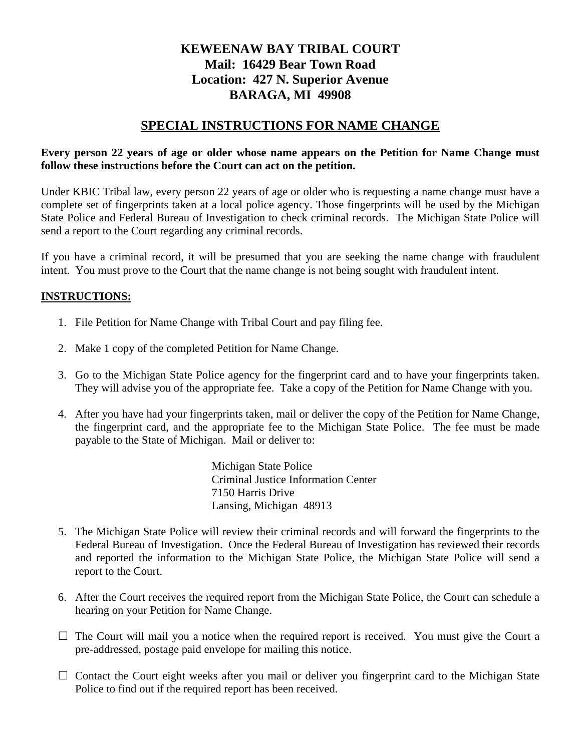# KEWEENAW BAY TRIBAL COURT

**Mail: 16429 Bear Town Road**
**Location: 427 N. Superior Avenue**
**BARAGA, MI 49908**

## SPECIAL INSTRUCTIONS FOR NAME CHANGE

**Every person 22 years of age or older whose name appears on the Petition for Name Change must follow these instructions before the Court can act on the petition.**

Under KBIC Tribal law, every person 22 years of age or older who is requesting a name change must have a complete set of fingerprints taken at a local police agency. Those fingerprints will be used by the Michigan State Police and Federal Bureau of Investigation to check criminal records. The Michigan State Police will send a report to the Court regarding any criminal records.

If you have a criminal record, it will be presumed that you are seeking the name change with fraudulent intent. You must prove to the Court that the name change is not being sought with fraudulent intent.

**INSTRUCTIONS:**

1. File Petition for Name Change with Tribal Court and pay filing fee.

2. Make 1 copy of the completed Petition for Name Change.

3. Go to the Michigan State Police agency for the fingerprint card and to have your fingerprints taken. They will advise you of the appropriate fee. Take a copy of the Petition for Name Change with you.

4. After you have had your fingerprints taken, mail or deliver the copy of the Petition for Name Change, the fingerprint card, and the appropriate fee to the Michigan State Police. The fee must be made payable to the State of Michigan. Mail or deliver to:

   Michigan State Police
   Criminal Justice Information Center
   7150 Harris Drive
   Lansing, Michigan 48913

5. The Michigan State Police will review their criminal records and will forward the fingerprints to the Federal Bureau of Investigation. Once the Federal Bureau of Investigation has reviewed their records and reported the information to the Michigan State Police, the Michigan State Police will send a report to the Court.

6. After the Court receives the required report from the Michigan State Police, the Court can schedule a hearing on your Petition for Name Change.

☐ The Court will mail you a notice when the required report is received. You must give the Court a pre-addressed, postage paid envelope for mailing this notice.

☐ Contact the Court eight weeks after you mail or deliver you fingerprint card to the Michigan State Police to find out if the required report has been received.